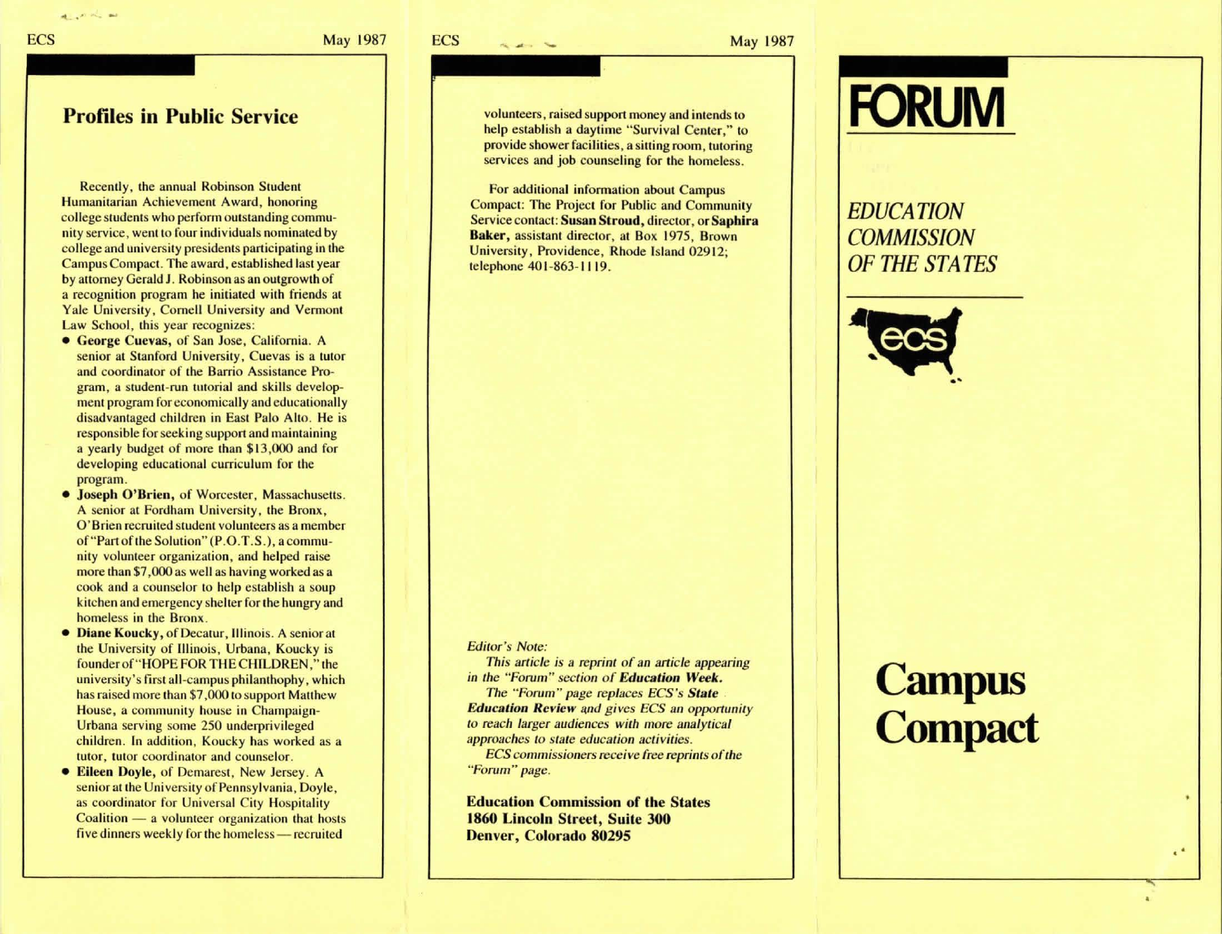## Profiles in Public Service

Recently, the annual Robinson Student Humanitarian Achievement Award, honoring college students who perform outstanding community service, went to four individuals nominated by college and university presidents participating in the Campus Compact. The award, established last year by attorney Gerald J. Robinson as an outgrowth of a recognition program he initiated with friends at Yale University, Cornell University and Vermont Law School, this year recognizes:

- **George Cuevas,** of San Jose, California. A senior at Stanford University, Cuevas is a tutor and coordinator of the Barrio Assistance Program, a student-run tutorial and skills development program for economically and educationally disadvantaged children in East Palo Alto. He is responsible for seeking support and maintaining a yearly budget of more than $13,000 and for developing educational curriculum for the program.
- **Joseph O'Brien,** of Worcester, Massachusetts. A senior at Fordham University, the Bronx, O'Brien recruited student volunteers as a member of "Part of the Solution" (P.O.T.S.), a community volunteer organization, and helped raise more than $7,000 as well as having worked as a cook and a counselor to help establish a soup kitchen and emergency shelter for the hungry and homeless in the Bronx.
- **Diane Koucky,** of Decatur, Illinois. A senior at the University of Illinois, Urbana, Koucky is founder of "HOPE FOR THE CHILDREN," the university's first all-campus philanthophy, which has raised more than $7,000 to support Matthew House, a community house in Champaign-Urbana serving some 250 underprivileged children. In addition, Koucky has worked as a tutor, tutor coordinator and counselor.
- **Eileen Doyle,** of Demarest, New Jersey. A senior at the University of Pennsylvania, Doyle, as coordinator for Universal City Hospitality Coalition — a volunteer organization that hosts five dinners weekly for the homeless — recruited volunteers, raised support money and intends to help establish a daytime "Survival Center," to provide shower facilities, a sitting room, tutoring services and job counseling for the homeless.

For additional information about Campus Compact: The Project for Public and Community Service contact: **Susan Stroud,** director, or **Saphira Baker,** assistant director, at Box 1975, Brown University, Providence, Rhode Island 02912; telephone 401-863-1119.

*Editor's Note:*

*This article is a reprint of an article appearing in the "Forum" section of **Education Week.***

*The "Forum" page replaces ECS's **State Education Review** and gives ECS an opportunity to reach larger audiences with more analytical approaches to state education activities.*

*ECS commissioners receive free reprints of the "Forum" page.*

**Education Commission of the States**
**1860 Lincoln Street, Suite 300**
**Denver, Colorado 80295**

# FORUM

*EDUCATION COMMISSION OF THE STATES*

ecs

# Campus Compact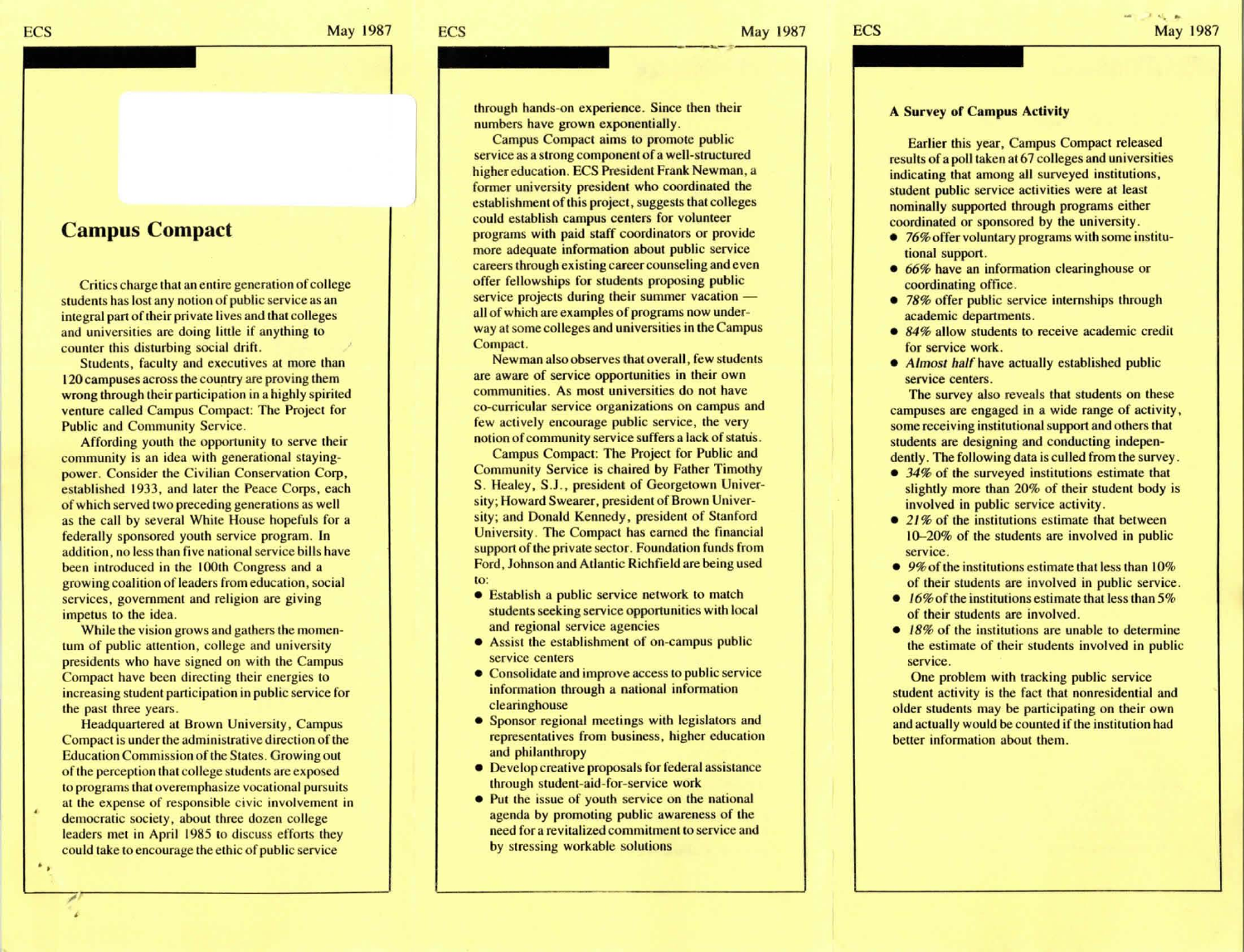## Campus Compact

Critics charge that an entire generation of college students has lost any notion of public service as an integral part of their private lives and that colleges and universities are doing little if anything to counter this disturbing social drift.

Students, faculty and executives at more than 120 campuses across the country are proving them wrong through their participation in a highly spirited venture called Campus Compact: The Project for Public and Community Service.

Affording youth the opportunity to serve their community is an idea with generational staying-power. Consider the Civilian Conservation Corp, established 1933, and later the Peace Corps, each of which served two preceding generations as well as the call by several White House hopefuls for a federally sponsored youth service program. In addition, no less than five national service bills have been introduced in the 100th Congress and a growing coalition of leaders from education, social services, government and religion are giving impetus to the idea.

While the vision grows and gathers the momentum of public attention, college and university presidents who have signed on with the Campus Compact have been directing their energies to increasing student participation in public service for the past three years.

Headquartered at Brown University, Campus Compact is under the administrative direction of the Education Commission of the States. Growing out of the perception that college students are exposed to programs that overemphasize vocational pursuits at the expense of responsible civic involvement in democratic society, about three dozen college leaders met in April 1985 to discuss efforts they could take to encourage the ethic of public service through hands-on experience. Since then their numbers have grown exponentially.

Campus Compact aims to promote public service as a strong component of a well-structured higher education. ECS President Frank Newman, a former university president who coordinated the establishment of this project, suggests that colleges could establish campus centers for volunteer programs with paid staff coordinators or provide more adequate information about public service careers through existing career counseling and even offer fellowships for students proposing public service projects during their summer vacation — all of which are examples of programs now underway at some colleges and universities in the Campus Compact.

Newman also observes that overall, few students are aware of service opportunities in their own communities. As most universities do not have co-curricular service organizations on campus and few actively encourage public service, the very notion of community service suffers a lack of status.

Campus Compact: The Project for Public and Community Service is chaired by Father Timothy S. Healey, S.J., president of Georgetown University; Howard Swearer, president of Brown University; and Donald Kennedy, president of Stanford University. The Compact has earned the financial support of the private sector. Foundation funds from Ford, Johnson and Atlantic Richfield are being used to:

- Establish a public service network to match students seeking service opportunities with local and regional service agencies
- Assist the establishment of on-campus public service centers
- Consolidate and improve access to public service information through a national information clearinghouse
- Sponsor regional meetings with legislators and representatives from business, higher education and philanthropy
- Develop creative proposals for federal assistance through student-aid-for-service work
- Put the issue of youth service on the national agenda by promoting public awareness of the need for a revitalized commitment to service and by stressing workable solutions

### A Survey of Campus Activity

Earlier this year, Campus Compact released results of a poll taken at 67 colleges and universities indicating that among all surveyed institutions, student public service activities were at least nominally supported through programs either coordinated or sponsored by the university.

- *76%* offer voluntary programs with some institutional support.
- *66%* have an information clearinghouse or coordinating office.
- *78%* offer public service internships through academic departments.
- *84%* allow students to receive academic credit for service work.
- *Almost half* have actually established public service centers.

The survey also reveals that students on these campuses are engaged in a wide range of activity, some receiving institutional support and others that students are designing and conducting independently. The following data is culled from the survey.

- *34%* of the surveyed institutions estimate that slightly more than 20% of their student body is involved in public service activity.
- *21%* of the institutions estimate that between 10–20% of the students are involved in public service.
- *9%* of the institutions estimate that less than 10% of their students are involved in public service.
- *16%* of the institutions estimate that less than 5% of their students are involved.
- *18%* of the institutions are unable to determine the estimate of their students involved in public service.

One problem with tracking public service student activity is the fact that nonresidential and older students may be participating on their own and actually would be counted if the institution had better information about them.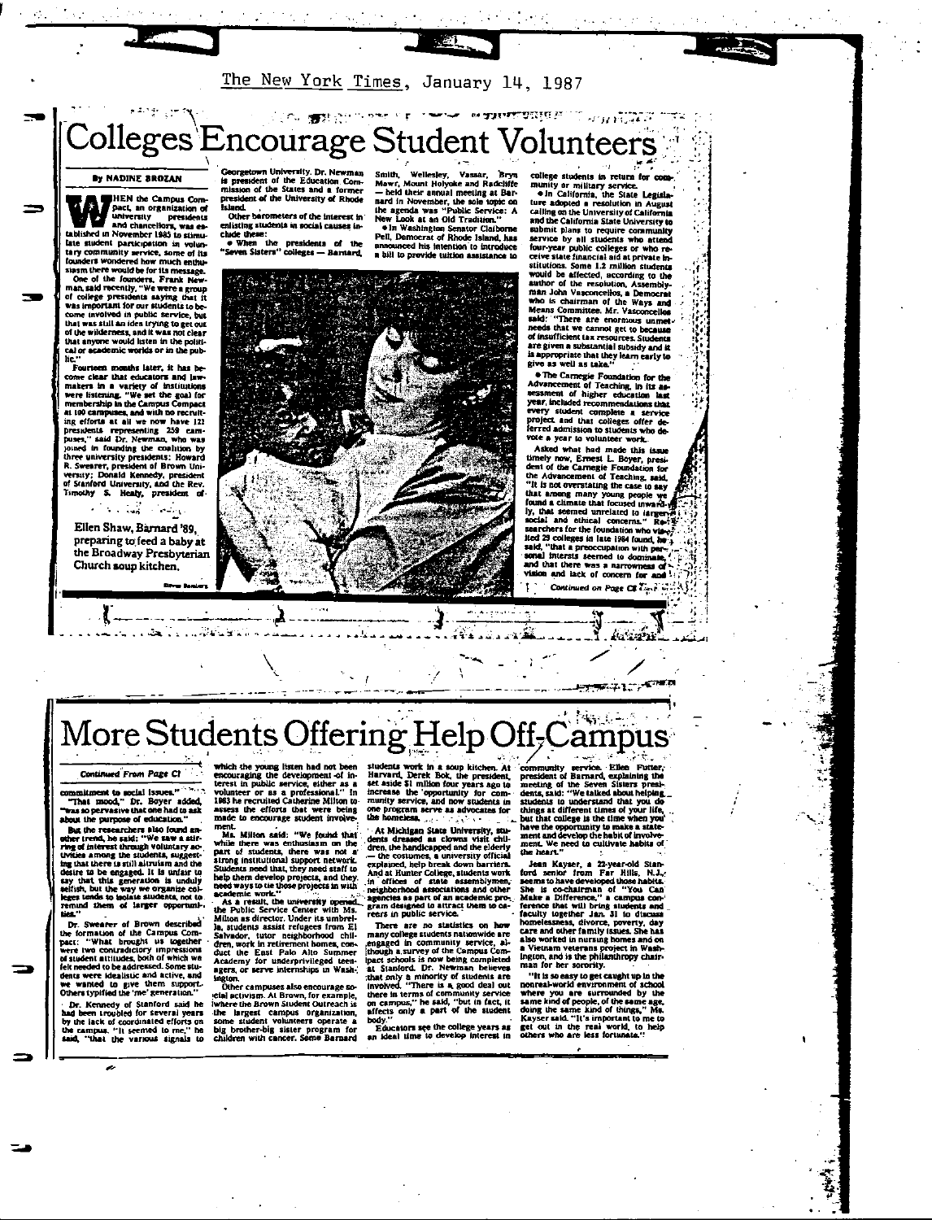The New York Times, January 14, 1987

# Colleges Encourage Student Volunteers

**By NADINE BROZAN**

When the Campus Compact, an organization of university presidents and chancellors, was established in November 1985 to stimulate student participation in voluntary community service, some of its founders wondered how much enthusiasm there would be for its message.

One of the founders, Frank Newman, said recently, "We were a group of college presidents saying that it was important for our students to become involved in public service, but that was still an idea trying to get out of the wilderness, and it was not clear that anyone would listen in the political or academic worlds or in the public."

Fourteen months later, it has become clear that educators and lawmakers in a variety of institutions were listening. "We set the goal for membership in the Campus Compact at 100 campuses, and with no recruiting efforts at all we now have 121 presidents representing 259 campuses," said Dr. Newman, who was joined in founding the coalition by three university presidents: Howard R. Swearer, president of Brown University; Donald Kennedy, president of Stanford University, and the Rev. Timothy S. Healy, president of Georgetown University. Dr. Newman is president of the Education Commission of the States and a former president of the University of Rhode Island.

Other barometers of the interest in enlisting students in social causes include these:

- When the presidents of the "Seven Sisters" colleges — Barnard, Smith, Wellesley, Vassar, Bryn Mawr, Mount Holyoke and Radcliffe — held their annual meeting at Barnard in November, the sole topic on the agenda was "Public Service: A New Look at an Old Tradition."
- In Washington Senator Claiborne Pell, Democrat of Rhode Island, has announced his intention to introduce a bill to provide tuition assistance to college students in return for community or military service.
- In California, the State Legislature adopted a resolution in August calling on the University of California and the California State University to submit plans to require community service by all students who attend four-year public colleges or who receive state financial aid at private institutions. Some 1.2 million students would be affected, according to the author of the resolution, Assemblyman John Vasconcellos, a Democrat who is chairman of the Ways and Means Committee. Mr. Vasconcellos said: "There are enormous unmet needs that we cannot get to because of insufficient tax resources. Students are given a substantial subsidy and it is appropriate that they learn early to give as well as take."
- The Carnegie Foundation for the Advancement of Teaching, in its assessment of higher education last year, included recommendations that every student complete a service project and that colleges offer deferred admission to students who devote a year to volunteer work.

Asked what had made this issue timely now, Ernest L. Boyer, president of the Carnegie Foundation for the Advancement of Teaching, said, "It is not overstating the case to say that among many young people we found a climate that focused inwardly, that seemed unrelated to larger social and ethical concerns." Researchers for the foundation who visited 29 colleges in late 1984 found, he said, "that a preoccupation with personal interests seemed to dominate, and that there was a narrowness of vision and lack of concern for and

*Continued on Page C8*

Ellen Shaw, Barnard '89, preparing to feed a baby at the Broadway Presbyterian Church soup kitchen.

# More Students Offering Help Off-Campus

*Continued From Page C1*

commitment to social issues."

"That mood," Dr. Boyer added, "was so pervasive that one had to ask about the purpose of education."

But the researchers also found another trend, he said: "We saw a stirring of interest through voluntary activities among the students, suggesting that there is still altruism and the desire to be engaged. It is unfair to say that this generation is unduly selfish, but the way we organize colleges tends to isolate students, not to remind them of larger opportunities."

Dr. Swearer of Brown described the formation of the Campus Compact: "What brought us together were two contradictory impressions of student attitudes, both of which we felt needed to be addressed. Some students were idealistic and active, and we wanted to give them support. Others typified the 'me' generation."

Dr. Kennedy of Stanford said he had been troubled for several years by the lack of coordinated efforts on the campus. "It seemed to me," he said, "that the various signals to which the young listen had not been encouraging the development of interest in public service, either as a volunteer or as a professional." In 1983 he recruited Catherine Milton to assess the efforts that were being made to encourage student involvement.

Ms. Milton said: "We found that while there was enthusiasm on the part of students, there was not a strong institutional support network. Students need that, they need staff to help them develop projects, and they need ways to tie those projects in with academic work."

As a result, the university opened the Public Service Center with Ms. Milton as director. Under its umbrella, students assist refugees from El Salvador, tutor neighborhood children, work in retirement homes, conduct the East Palo Alto Summer Academy for underprivileged teenagers, or serve internships in Washington.

Other campuses also encourage social activism. At Brown, for example, where the Brown Student Outreach is the largest campus organization, some student volunteers operate a big brother-big sister program for children with cancer. Some Barnard students work in a soup kitchen. At Harvard, Derek Bok, the president, set aside $1 million four years ago to increase the opportunity for community service, and now students in one program serve as advocates for the homeless.

At Michigan State University, students dressed as clowns visit children, the handicapped and the elderly — the costumes, a university official explained, help break down barriers. And at Hunter College, students work in offices of state assemblymen, neighborhood associations and other agencies as part of an academic program designed to attract them to careers in public service.

There are no statistics on how many college students nationwide are engaged in community service, although a survey of the Campus Compact schools is now being completed at Stanford. Dr. Newman believes that only a minority of students are involved. "There is a good deal out there in terms of community service on campus," he said, "but in fact, it affects only a part of the student body."

Educators see the college years as an ideal time to develop interest in community service. Ellen Futter, president of Barnard, explaining the meeting of the Seven Sisters presidents, said: "We talked about helping students to understand that you do things at different times of your life, but that college is the time when you have the opportunity to make a statement and develop the habit of involvement. We need to cultivate habits of the heart."

Jean Kayser, a 22-year-old Stanford senior from Far Hills, N.J., seems to have developed those habits. She is co-chairman of "You Can Make a Difference," a campus conference that will bring students and faculty together Jan. 31 to discuss homelessness, divorce, poverty, day care and other family issues. She has also worked in nursing homes and on a Vietnam veterans project in Washington, and is the philanthropy chairman for her sorority.

"It is so easy to get caught up in the nonreal-world environment of school where you are surrounded by the same kind of people, of the same age, doing the same kind of things," Ms. Kayser said. "It's important to me to get out in the real world, to help others who are less fortunate."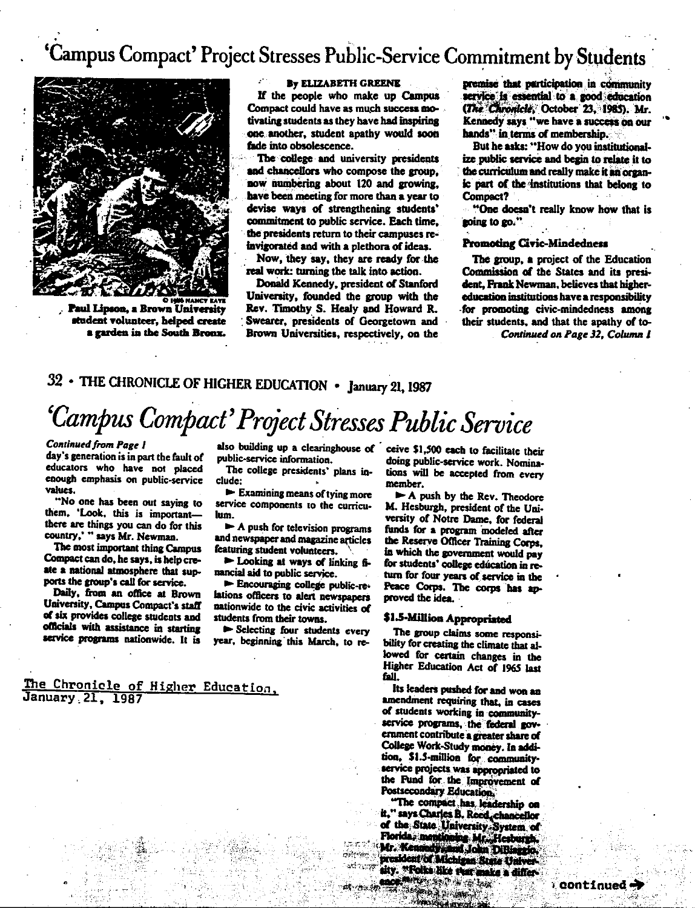# 'Campus Compact' Project Stresses Public-Service Commitment by Students

© 1986 NANCY KAYE

Paul Lipson, a Brown University student volunteer, helped create a garden in the South Bronx.

By ELIZABETH GREENE

If the people who make up Campus Compact could have as much success motivating students as they have had inspiring one another, student apathy would soon fade into obsolescence.

The college and university presidents and chancellors who compose the group, now numbering about 120 and growing, have been meeting for more than a year to devise ways of strengthening students' commitment to public service. Each time, the presidents return to their campuses reinvigorated and with a plethora of ideas.

Now, they say, they are ready for the real work: turning the talk into action.

Donald Kennedy, president of Stanford University, founded the group with the Rev. Timothy S. Healy and Howard R. Swearer, presidents of Georgetown and Brown Universities, respectively, on the premise that participation in community service is essential to a good education (*The Chronicle*, October 23, 1985). Mr. Kennedy says "we have a success on our hands" in terms of membership.

But he asks: "How do you institutionalize public service and begin to relate it to the curriculum and really make it an organic part of the institutions that belong to Compact?

"One doesn't really know how that is going to go."

### Promoting Civic-Mindedness

The group, a project of the Education Commission of the States and its president, Frank Newman, believes that higher-education institutions have a responsibility for promoting civic-mindedness among their students, and that the apathy of to-

*Continued on Page 32, Column 1*

# *'Campus Compact' Project Stresses Public Service*

*Continued from Page 1*

day's generation is in part the fault of educators who have not placed enough emphasis on public-service values.

"No one has been out saying to them, 'Look, this is important—there are things you can do for this country,'" says Mr. Newman.

The most important thing Campus Compact can do, he says, is help create a national atmosphere that supports the group's call for service.

Daily, from an office at Brown University, Campus Compact's staff of six provides college students and officials with assistance in starting service programs nationwide. It is also building up a clearinghouse of public-service information.

The college presidents' plans include:

- Examining means of tying more service components to the curriculum.
- A push for television programs and newspaper and magazine articles featuring student volunteers.
- Looking at ways of linking financial aid to public service.
- Encouraging college public-relations officers to alert newspapers nationwide to the civic activities of students from their towns.
- Selecting four students every year, beginning this March, to receive $1,500 each to facilitate their doing public-service work. Nominations will be accepted from every member.
- A push by the Rev. Theodore M. Hesburgh, president of the University of Notre Dame, for federal funds for a program modeled after the Reserve Officer Training Corps, in which the government would pay for students' college education in return for four years of service in the Peace Corps. The corps has approved the idea.

### $1.5-Million Appropriated

The group claims some responsibility for creating the climate that allowed for certain changes in the Higher Education Act of 1965 last fall.

Its leaders pushed for and won an amendment requiring that, in cases of students working in community-service programs, the federal government contribute a greater share of College Work-Study money. In addition, $1.5-million for community-service projects was appropriated to the Fund for the Improvement of Postsecondary Education.

"The compact has leadership on it," says Charles B. Reed, chancellor of the State University System of Florida, mentioning Mr. Hesburgh, Mr. Kennedy, and John DiBiaggio, president of Michigan State University. "Folks like that make a difference."

The Chronicle of Higher Education, January 21, 1987

continued →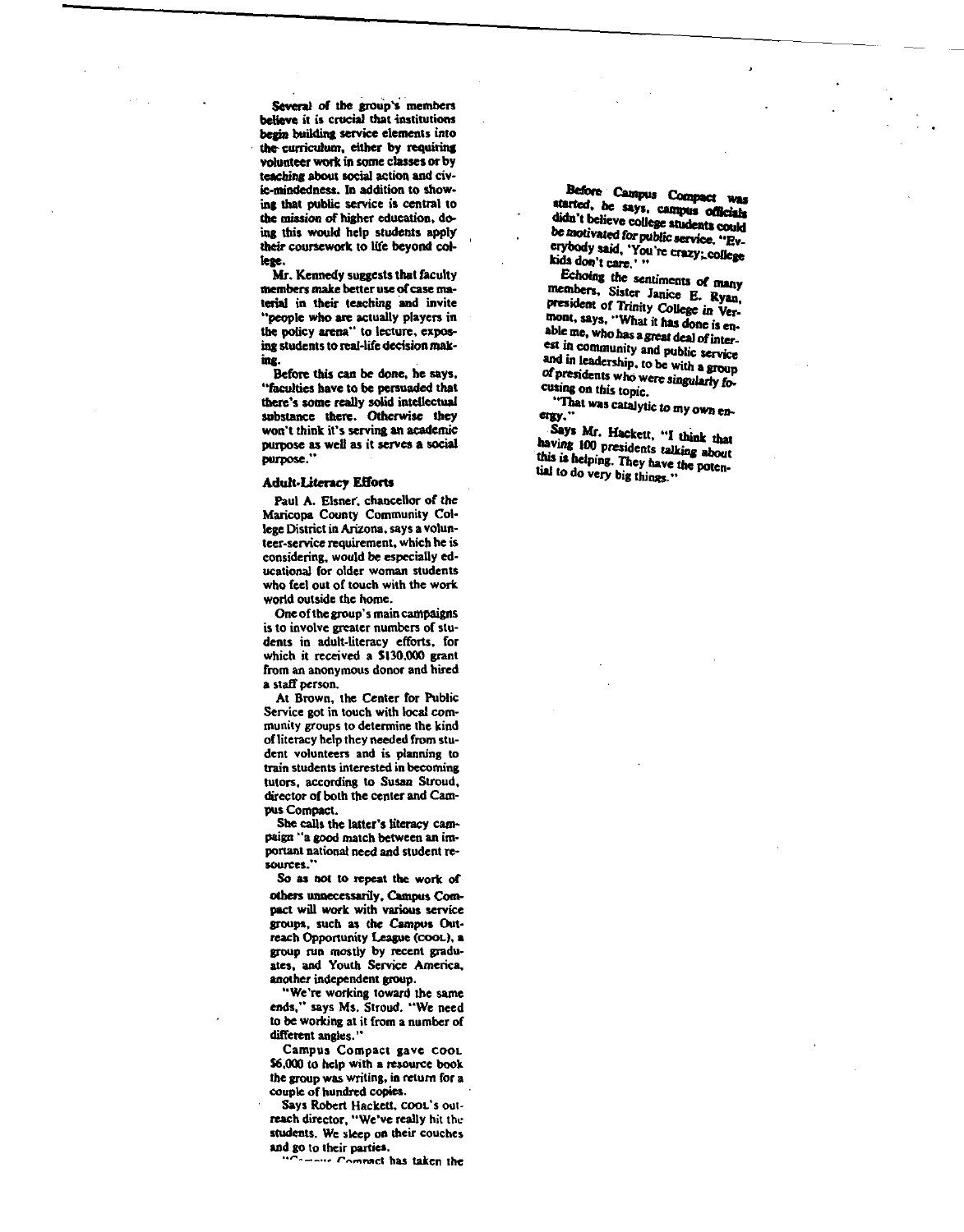Several of the group's members believe it is crucial that institutions begin building service elements into the curriculum, either by requiring volunteer work in some classes or by teaching about social action and civic-mindedness. In addition to showing that public service is central to the mission of higher education, doing this would help students apply their coursework to life beyond college.

Mr. Kennedy suggests that faculty members make better use of case material in their teaching and invite "people who are actually players in the policy arena" to lecture, exposing students to real-life decision making.

Before this can be done, he says, "faculties have to be persuaded that there's some really solid intellectual substance there. Otherwise they won't think it's serving an academic purpose as well as it serves a social purpose."

### Adult-Literacy Efforts

Paul A. Elsner, chancellor of the Maricopa County Community College District in Arizona, says a volunteer-service requirement, which he is considering, would be especially educational for older woman students who feel out of touch with the work world outside the home.

One of the group's main campaigns is to involve greater numbers of students in adult-literacy efforts, for which it received a $130,000 grant from an anonymous donor and hired a staff person.

At Brown, the Center for Public Service got in touch with local community groups to determine the kind of literacy help they needed from student volunteers and is planning to train students interested in becoming tutors, according to Susan Stroud, director of both the center and Campus Compact.

She calls the latter's literacy campaign "a good match between an important national need and student resources."

So as not to repeat the work of others unnecessarily, Campus Compact will work with various service groups, such as the Campus Outreach Opportunity League (COOL), a group run mostly by recent graduates, and Youth Service America, another independent group.

"We're working toward the same ends," says Ms. Stroud. "We need to be working at it from a number of different angles."

Campus Compact gave COOL $6,000 to help with a resource book the group was writing, in return for a couple of hundred copies.

Says Robert Hackett, COOL's outreach director, "We've really hit the students. We sleep on their couches and go to their parties.

"Campus Compact has taken the

Before Campus Compact was started, he says, campus officials didn't believe college students could be motivated for public service. "Everybody said, 'You're crazy; college kids don't care.' "

Echoing the sentiments of many members, Sister Janice E. Ryan, president of Trinity College in Vermont, says, "What it has done is enable me, who has a great deal of interest in community and public service and in leadership, to be with a group of presidents who were singularly focusing on this topic.

"That was catalytic to my own energy."

Says Mr. Hackett, "I think that having 100 presidents talking about this is helping. They have the potential to do very big things."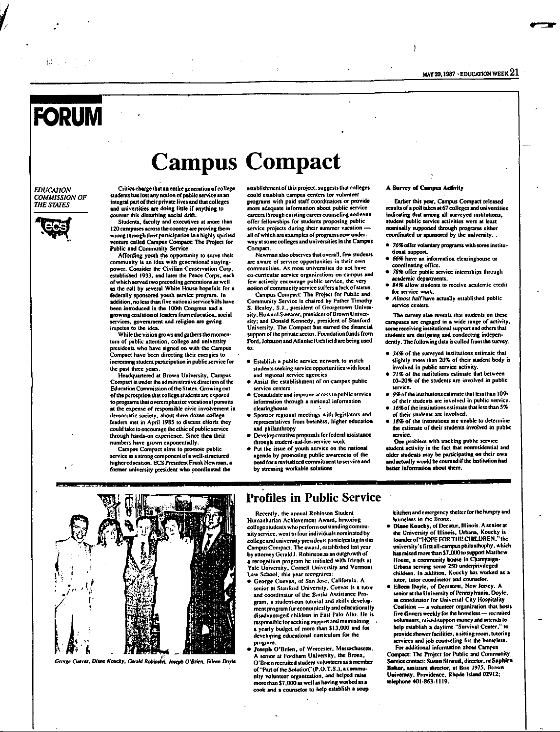# FORUM

# Campus Compact

*EDUCATION COMMISSION OF THE STATES*

Critics charge that an entire generation of college students has lost any notion of public service as an integral part of their private lives and that colleges and universities are doing little if anything to counter this disturbing social drift.

Students, faculty and executives at more than 120 campuses across the country are proving them wrong through their participation in a highly spirited venture called Campus Compact: The Project for Public and Community Service.

Affording youth the opportunity to serve their community is an idea with generational staying-power. Consider the Civilian Conservation Corp, established 1933, and later the Peace Corps, each of which served two preceding generations as well as the call by several White House hopefuls for a federally sponsored youth service program. In addition, no less than five national service bills have been introduced in the 100th Congress and a growing coalition of leaders from education, social services, government and religion are giving impetus to the idea.

While the vision grows and gathers the momentum of public attention, college and university presidents who have signed on with the Campus Compact have been directing their energies to increasing student participation in public service for the past three years.

Headquartered at Brown University, Campus Compact is under the administrative direction of the Education Commission of the States. Growing out of the perception that college students are exposed to programs that overemphasize vocational pursuits at the expense of responsible civic involvement in democratic society, about three dozen college leaders met in April 1985 to discuss efforts they could take to encourage the ethic of public service through hands-on experience. Since then their numbers have grown exponentially.

Campus Compact aims to promote public service as a strong component of a well-structured higher education. ECS President Frank Newman, a former university president who coordinated the establishment of this project, suggests that colleges could establish campus centers for volunteer programs with paid staff coordinators or provide more adequate information about public service careers through existing career counseling and even offer fellowships for students proposing public service projects during their summer vacation — all of which are examples of programs now underway at some colleges and universities in the Campus Compact.

Newman also observes that overall, few students are aware of service opportunities in their own communities. As most universities do not have co-curricular service organizations on campus and few actively encourage public service, the very notion of community service suffers a lack of status.

Campus Compact: The Project for Public and Community Service is chaired by Father Timothy S. Healey, S.J., president of Georgetown University; Howard Swearer, president of Brown University; and Donald Kennedy, president of Stanford University. The Compact has earned the financial support of the private sector. Foundation funds from Ford, Johnson and Atlantic Richfield are being used to:

- Establish a public service network to match students seeking service opportunities with local and regional service agencies
- Assist the establishment of on-campus public service centers
- Consolidate and improve access to public service information through a national information clearinghouse
- Sponsor regional meetings with legislators and representatives from business, higher education and philanthropy
- Develop creative proposals for federal assistance through student-aid-for-service work
- Put the issue of youth service on the national agenda by promoting public awareness of the need for a revitalized commitment to service and by stressing workable solutions

### A Survey of Campus Activity

Earlier this year, Campus Compact released results of a poll taken at 67 colleges and universities indicating that among all surveyed institutions, student public service activities were at least nominally supported through programs either coordinated or sponsored by the university.

- *76%* offer voluntary programs with some institutional support.
- *66%* have an information clearinghouse or coordinating office.
- *78%* offer public service internships through academic departments.
- *84%* allow students to receive academic credit for service work.
- *Almost half* have actually established public service centers.

The survey also reveals that students on these campuses are engaged in a wide range of activity, some receiving institutional support and others that students are designing and conducting independently. The following data is culled from the survey.

- *34%* of the surveyed institutions estimate that slightly more than 20% of their student body is involved in public service activity.
- *21%* of the institutions estimate that between 10–20% of the students are involved in public service.
- *9%* of the institutions estimate that less than 10% of their students are involved in public service.
- *16%* of the institutions estimate that less than 5% of their students are involved.
- *18%* of the institutions are unable to determine the estimate of their students involved in public service.

One problem with tracking public service student activity is the fact that nonresidential and older students may be participating on their own and actually would be counted if the institution had better information about them.

*George Cuevas, Diane Koucky, Gerald Robinson, Joseph O'Brien, Eileen Doyle*

## Profiles in Public Service

Recently, the annual Robinson Student Humanitarian Achievement Award, honoring college students who perform outstanding community service, went to four individuals nominated by college and university presidents participating in the Campus Compact. The award, established last year by attorney Gerald J. Robinson as an outgrowth of a recognition program he initiated with friends at Yale University, Cornell University and Vermont Law School, this year recognizes:

- **George Cuevas**, of San Jose, California. A senior at Stanford University, Cuevas is a tutor and coordinator of the Barrio Assistance Program, a student-run tutorial and skills development program for economically and educationally disadvantaged children in East Palo Alto. He is responsible for seeking support and maintaining a yearly budget of more than $13,000 and for developing educational curriculum for the program.
- **Joseph O'Brien**, of Worcester, Massachusetts. A senior at Fordham University, the Bronx, O'Brien recruited student volunteers as a member of "Part of the Solution" (P.O.T.S.), a community volunteer organization, and helped raise more than $7,000 as well as having worked as a cook and a counselor to help establish a soup kitchen and emergency shelter for the hungry and homeless in the Bronx.
- **Diane Koucky**, of Decatur, Illinois. A senior at the University of Illinois, Urbana, Koucky is the founder of "HOPE FOR THE CHILDREN," the university's first all-campus philanthrophy, which has raised more than $7,000 to support Matthew House, a community house in Champaign-Urbana serving some 250 underprivileged children. In addition, Koucky has worked as a tutor, tutor coordinator and counselor.
- **Eileen Doyle**, of Demarest, New Jersey. A senior at the University of Pennsylvania, Doyle, as coordinator for Universal City Hospitality Coalition — a volunteer organization that hosts five dinners weekly for the homeless — recruited volunteers, raised support money and intends to help establish a daytime "Survival Center," to provide shower facilities, a sitting room, tutoring services and job counseling for the homeless.

For additional information about Campus Compact: The Project for Public and Community Service contact: **Susan Stroud**, director, or **Saphira Baker**, assistant director, at Box 1975, Brown University, Providence, Rhode Island 02912; telephone 401-863-1119.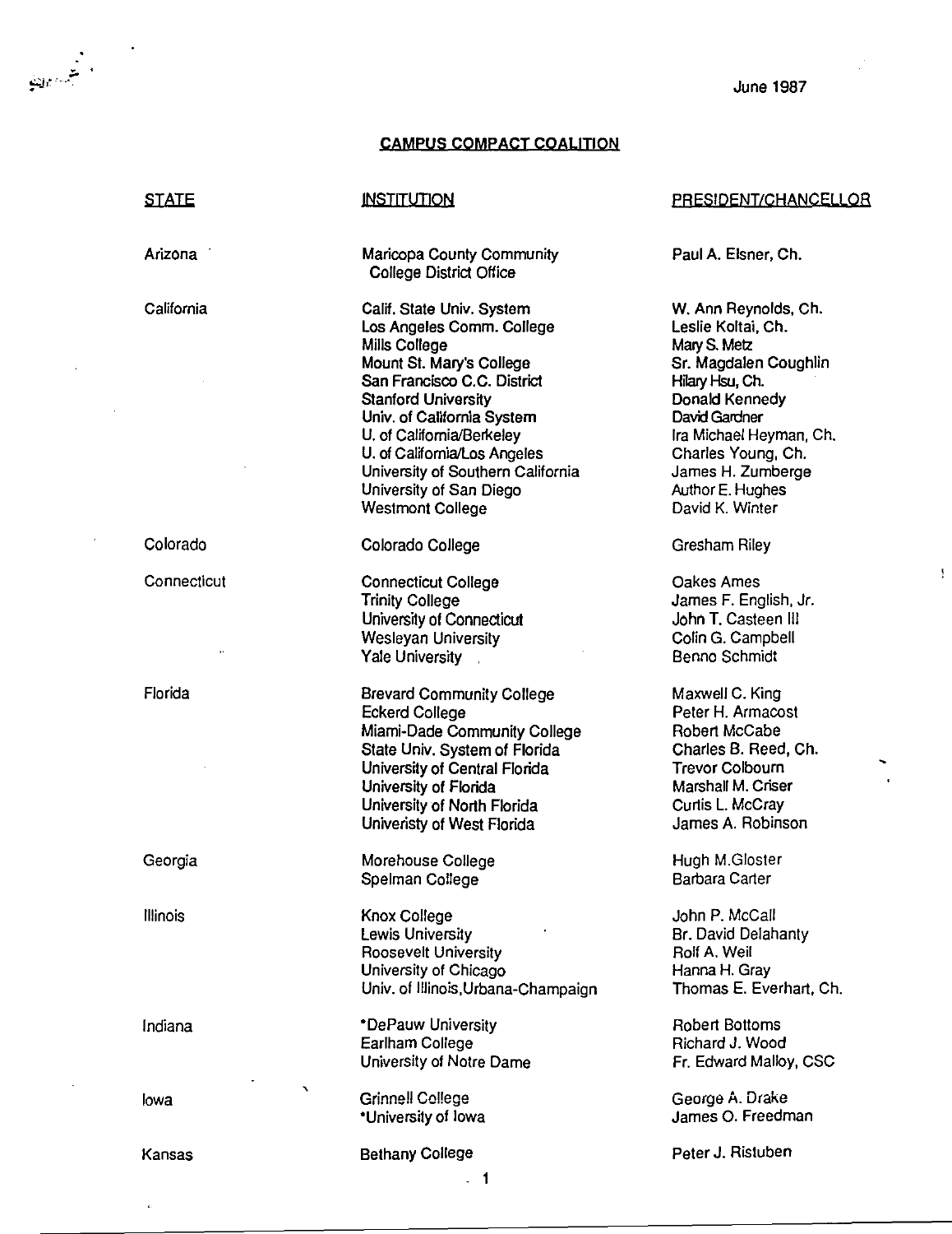June 1987

**CAMPUS COMPACT COALITION**

| STATE | INSTITUTION | PRESIDENT/CHANCELLOR |
|---|---|---|
| Arizona | Maricopa County Community College District Office | Paul A. Elsner, Ch. |
| California | Calif. State Univ. System | W. Ann Reynolds, Ch. |
| | Los Angeles Comm. College | Leslie Koltai, Ch. |
| | Mills College | Mary S. Metz |
| | Mount St. Mary's College | Sr. Magdalen Coughlin |
| | San Francisco C.C. District | Hilary Hsu, Ch. |
| | Stanford University | Donald Kennedy |
| | Univ. of California System | David Gardner |
| | U. of California/Berkeley | Ira Michael Heyman, Ch. |
| | U. of California/Los Angeles | Charles Young, Ch. |
| | University of Southern California | James H. Zumberge |
| | University of San Diego | Author E. Hughes |
| | Westmont College | David K. Winter |
| Colorado | Colorado College | Gresham Riley |
| Connecticut | Connecticut College | Oakes Ames |
| | Trinity College | James F. English, Jr. |
| | University of Connecticut | John T. Casteen III |
| | Wesleyan University | Colin G. Campbell |
| | Yale University | Benno Schmidt |
| Florida | Brevard Community College | Maxwell C. King |
| | Eckerd College | Peter H. Armacost |
| | Miami-Dade Community College | Robert McCabe |
| | State Univ. System of Florida | Charles B. Reed, Ch. |
| | University of Central Florida | Trevor Colbourn |
| | University of Florida | Marshall M. Criser |
| | University of North Florida | Curtis L. McCray |
| | Univeristy of West Florida | James A. Robinson |
| Georgia | Morehouse College | Hugh M.Gloster |
| | Spelman College | Barbara Carter |
| Illinois | Knox College | John P. McCall |
| | Lewis University | Br. David Delahanty |
| | Roosevelt University | Rolf A. Weil |
| | University of Chicago | Hanna H. Gray |
| | Univ. of Illinois,Urbana-Champaign | Thomas E. Everhart, Ch. |
| Indiana | *DePauw University | Robert Bottoms |
| | Earlham College | Richard J. Wood |
| | University of Notre Dame | Fr. Edward Malloy, CSC |
| Iowa | Grinnell College | George A. Drake |
| | *University of Iowa | James O. Freedman |
| Kansas | Bethany College | Peter J. Ristuben |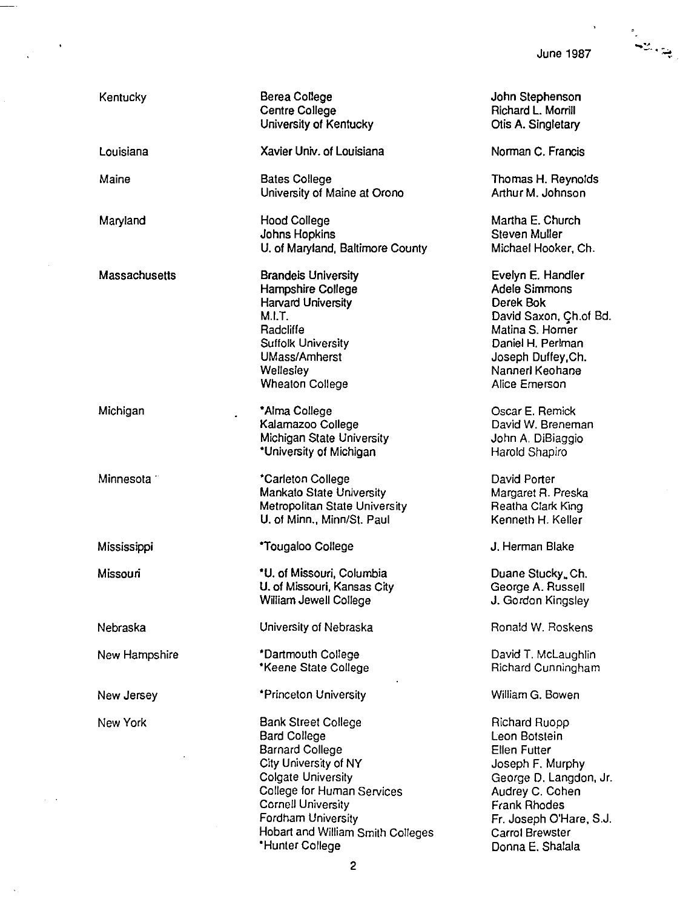June 1987

| State | Institution | Name |
|---|---|---|
| Kentucky | Berea College | John Stephenson |
| | Centre College | Richard L. Morrill |
| | University of Kentucky | Otis A. Singletary |
| Louisiana | Xavier Univ. of Louisiana | Norman C. Francis |
| Maine | Bates College | Thomas H. Reynolds |
| | University of Maine at Orono | Arthur M. Johnson |
| Maryland | Hood College | Martha E. Church |
| | Johns Hopkins | Steven Muller |
| | U. of Maryland, Baltimore County | Michael Hooker, Ch. |
| Massachusetts | Brandeis University | Evelyn E. Handler |
| | Hampshire College | Adele Simmons |
| | Harvard University | Derek Bok |
| | M.I.T. | David Saxon, Ch.of Bd. |
| | Radcliffe | Matina S. Horner |
| | Suffolk University | Daniel H. Perlman |
| | UMass/Amherst | Joseph Duffey,Ch. |
| | Wellesley | Nannerl Keohane |
| | Wheaton College | Alice Emerson |
| Michigan | *Alma College | Oscar E. Remick |
| | Kalamazoo College | David W. Breneman |
| | Michigan State University | John A. DiBiaggio |
| | *University of Michigan | Harold Shapiro |
| Minnesota | *Carleton College | David Porter |
| | Mankato State University | Margaret R. Preska |
| | Metropolitan State University | Reatha Clark King |
| | U. of Minn., Minn/St. Paul | Kenneth H. Keller |
| Mississippi | *Tougaloo College | J. Herman Blake |
| Missouri | *U. of Missouri, Columbia | Duane Stucky, Ch. |
| | U. of Missouri, Kansas City | George A. Russell |
| | William Jewell College | J. Gordon Kingsley |
| Nebraska | University of Nebraska | Ronald W. Roskens |
| New Hampshire | *Dartmouth College | David T. McLaughlin |
| | *Keene State College | Richard Cunningham |
| New Jersey | *Princeton University | William G. Bowen |
| New York | Bank Street College | Richard Ruopp |
| | Bard College | Leon Botstein |
| | Barnard College | Ellen Futter |
| | City University of NY | Joseph F. Murphy |
| | Colgate University | George D. Langdon, Jr. |
| | College for Human Services | Audrey C. Cohen |
| | Cornell University | Frank Rhodes |
| | Fordham University | Fr. Joseph O'Hare, S.J. |
| | Hobart and William Smith Colleges | Carrol Brewster |
| | *Hunter College | Donna E. Shalala |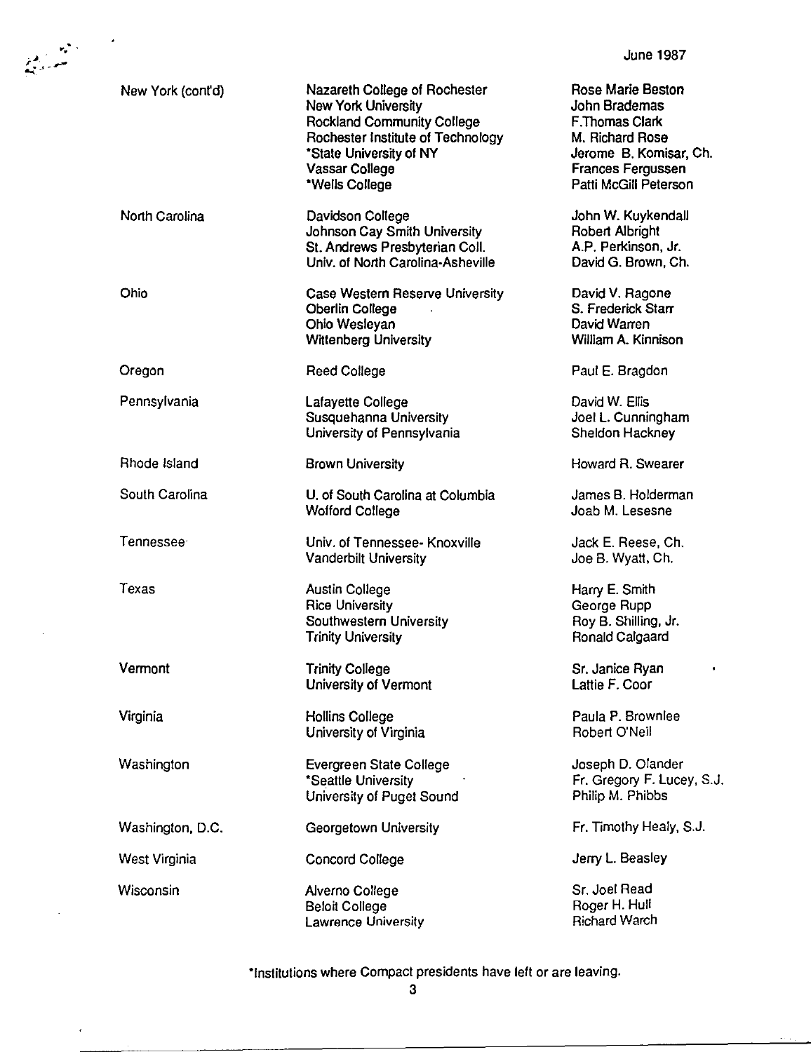June 1987

| State | Institution | President |
|---|---|---|
| New York (cont'd) | Nazareth College of Rochester | Rose Marie Beston |
| | New York University | John Brademas |
| | Rockland Community College | F.Thomas Clark |
| | Rochester Institute of Technology | M. Richard Rose |
| | *State University of NY | Jerome B. Komisar, Ch. |
| | Vassar College | Frances Fergussen |
| | *Wells College | Patti McGill Peterson |
| North Carolina | Davidson College | John W. Kuykendall |
| | Johnson Cay Smith University | Robert Albright |
| | St. Andrews Presbyterian Coll. | A.P. Perkinson, Jr. |
| | Univ. of North Carolina-Asheville | David G. Brown, Ch. |
| Ohio | Case Western Reserve University | David V. Ragone |
| | Oberlin College | S. Frederick Starr |
| | Ohio Wesleyan | David Warren |
| | Wittenberg University | William A. Kinnison |
| Oregon | Reed College | Paul E. Bragdon |
| Pennsylvania | Lafayette College | David W. Ellis |
| | Susquehanna University | Joel L. Cunningham |
| | University of Pennsylvania | Sheldon Hackney |
| Rhode Island | Brown University | Howard R. Swearer |
| South Carolina | U. of South Carolina at Columbia | James B. Holderman |
| | Wofford College | Joab M. Lesesne |
| Tennessee | Univ. of Tennessee- Knoxville | Jack E. Reese, Ch. |
| | Vanderbilt University | Joe B. Wyatt, Ch. |
| Texas | Austin College | Harry E. Smith |
| | Rice University | George Rupp |
| | Southwestern University | Roy B. Shilling, Jr. |
| | Trinity University | Ronald Calgaard |
| Vermont | Trinity College | Sr. Janice Ryan |
| | University of Vermont | Lattie F. Coor |
| Virginia | Hollins College | Paula P. Brownlee |
| | University of Virginia | Robert O'Neil |
| Washington | Evergreen State College | Joseph D. Olander |
| | *Seattle University | Fr. Gregory F. Lucey, S.J. |
| | University of Puget Sound | Philip M. Phibbs |
| Washington, D.C. | Georgetown University | Fr. Timothy Healy, S.J. |
| West Virginia | Concord College | Jerry L. Beasley |
| Wisconsin | Alverno College | Sr. Joel Read |
| | Beloit College | Roger H. Hull |
| | Lawrence University | Richard Warch |

*Institutions where Compact presidents have left or are leaving.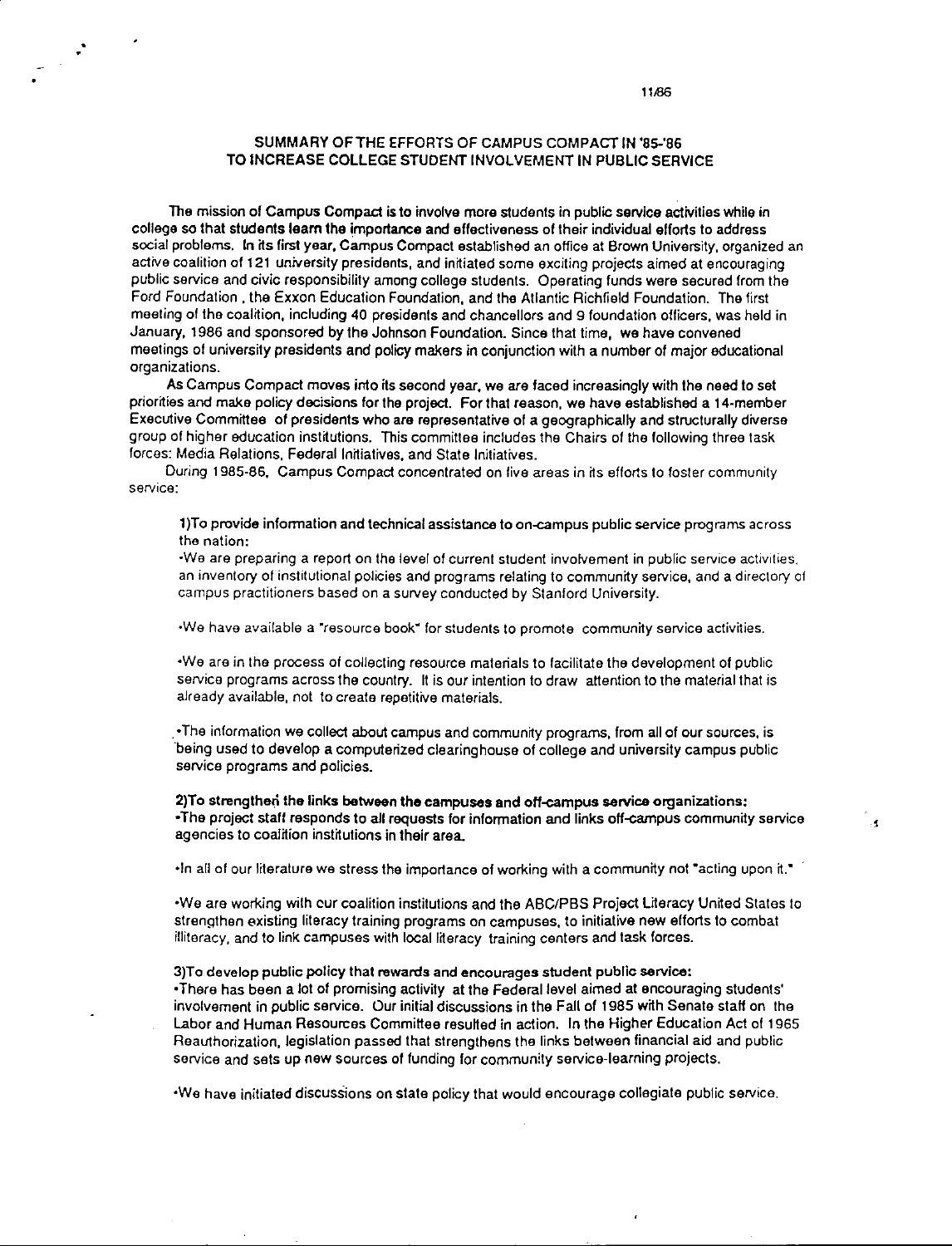11/86

## SUMMARY OF THE EFFORTS OF CAMPUS COMPACT IN '85-'86 TO INCREASE COLLEGE STUDENT INVOLVEMENT IN PUBLIC SERVICE

The mission of Campus Compact is to involve more students in public service activities while in college so that **students learn the importance and effectiveness of their individual efforts to address social problems.** In its first year, Campus Compact established an office at Brown University, organized an active coalition of 121 university presidents, and initiated some exciting projects aimed at encouraging public service and civic responsibility among college students. Operating funds were secured from the Ford Foundation , the Exxon Education Foundation, and the Atlantic Richfield Foundation. The first meeting of the coalition, including 40 presidents and chancellors and 9 foundation officers, was held in January, 1986 and sponsored by the Johnson Foundation. Since that time, we have convened meetings of university presidents and policy makers in conjunction with a number of major educational organizations.

As Campus Compact moves into its second year, we are faced increasingly with the need to set priorities and make policy decisions for the project. For that reason, we have established a 14-member Executive Committee of presidents who are representative of a geographically and structurally diverse group of higher education institutions. This committee includes the Chairs of the following three task forces: Media Relations, Federal Initiatives, and State Initiatives.

During 1985-86, Campus Compact concentrated on five areas in its efforts to foster community service:

**1)To provide information and technical assistance to on-campus public service programs across the nation:**

- We are preparing a report on the level of current student involvement in public service activities, an inventory of institutional policies and programs relating to community service, and a directory of campus practitioners based on a survey conducted by Stanford University.
- We have available a "resource book" for students to promote community service activities.
- We are in the process of collecting resource materials to facilitate the development of public service programs across the country. It is our intention to draw attention to the material that is already available, not to create repetitive materials.
- The information we collect about campus and community programs, from all of our sources, is being used to develop a computerized clearinghouse of college and university campus public service programs and policies.

**2)To strengthen the links between the campuses and off-campus service organizations:**

- The project staff responds to all requests for information and links off-campus community service agencies to coalition institutions in their area.
- In all of our literature we stress the importance of working with a community not "acting upon it."
- We are working with our coalition institutions and the ABC/PBS Project Literacy United States to strengthen existing literacy training programs on campuses, to initiative new efforts to combat illiteracy, and to link campuses with local literacy training centers and task forces.

**3)To develop public policy that rewards and encourages student public service:**

- There has been a lot of promising activity at the Federal level aimed at encouraging students' involvement in public service. Our initial discussions in the Fall of 1985 with Senate staff on the Labor and Human Resources Committee resulted in action. In the Higher Education Act of 1965 Reauthorization, legislation passed that strengthens the links between financial aid and public service and sets up new sources of funding for community service-learning projects.
- We have initiated discussions on state policy that would encourage collegiate public service.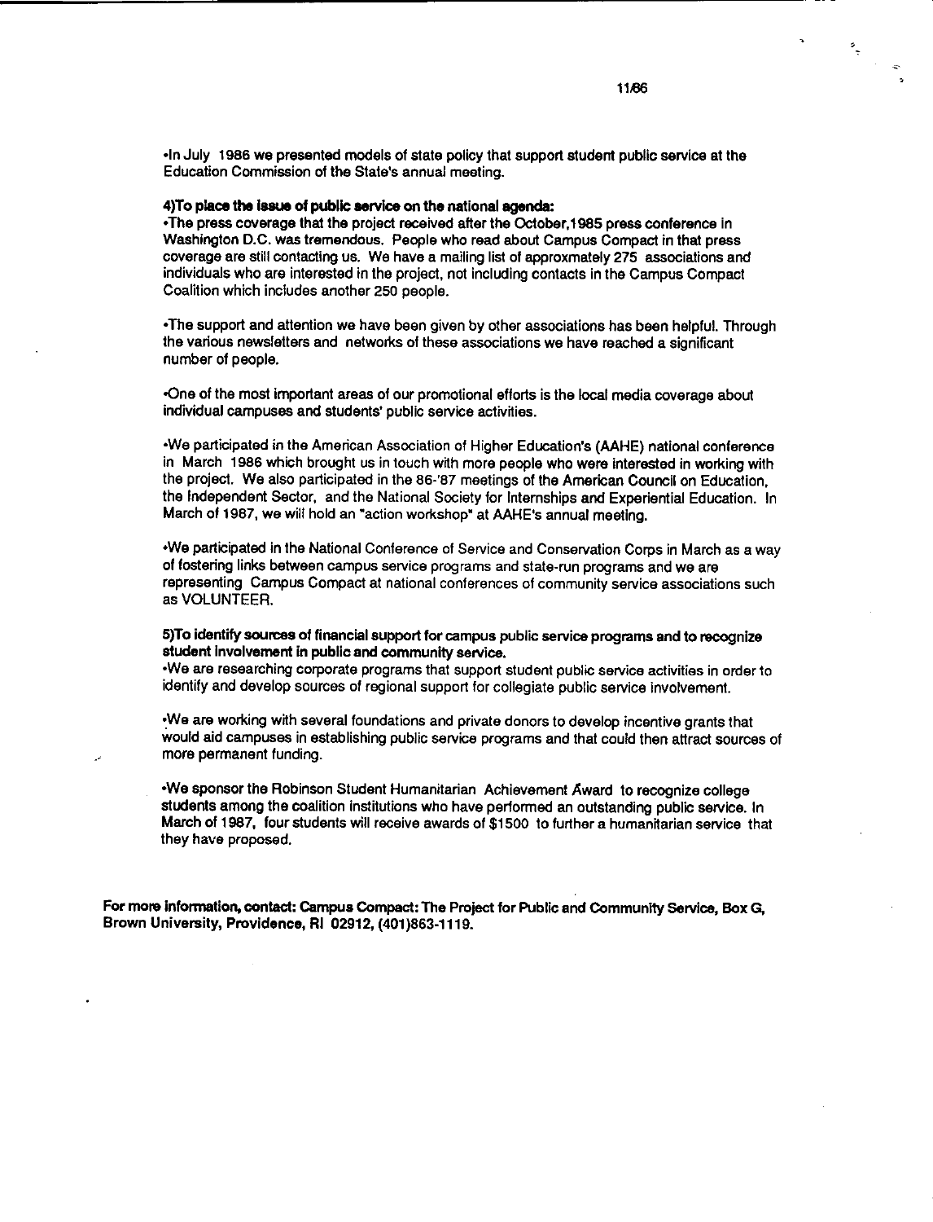•In July 1986 we presented models of state policy that support student public service at the Education Commission of the State's annual meeting.

**4)To place the issue of public service on the national agenda:**

•The press coverage that the project received after the October,1985 press conference in Washington D.C. was tremendous. People who read about Campus Compact in that press coverage are still contacting us. We have a mailing list of approxmately 275 associations and individuals who are interested in the project, not including contacts in the Campus Compact Coalition which includes another 250 people.

•The support and attention we have been given by other associations has been helpful. Through the various newsletters and networks of these associations we have reached a significant number of people.

•One of the most important areas of our promotional efforts is the local media coverage about individual campuses and students' public service activities.

•We participated in the American Association of Higher Education's (AAHE) national conference in March 1986 which brought us in touch with more people who were interested in working with the project. We also participated in the 86-'87 meetings of the American Council on Education, the Independent Sector, and the National Society for Internships and Experiential Education. In March of 1987, we will hold an "action workshop" at AAHE's annual meeting.

•We participated in the National Conference of Service and Conservation Corps in March as a way of fostering links between campus service programs and state-run programs and we are representing Campus Compact at national conferences of community service associations such as VOLUNTEER.

**5)To identify sources of financial support for campus public service programs and to recognize student involvement in public and community service.**

•We are researching corporate programs that support student public service activities in order to identify and develop sources of regional support for collegiate public service involvement.

•We are working with several foundations and private donors to develop incentive grants that would aid campuses in establishing public service programs and that could then attract sources of more permanent funding.

•We sponsor the Robinson Student Humanitarian Achievement Award to recognize college students among the coalition institutions who have performed an outstanding public service. In March of 1987, four students will receive awards of $1500 to further a humanitarian service that they have proposed.

**For more information, contact: Campus Compact: The Project for Public and Community Service, Box G, Brown University, Providence, RI 02912, (401)863-1119.**